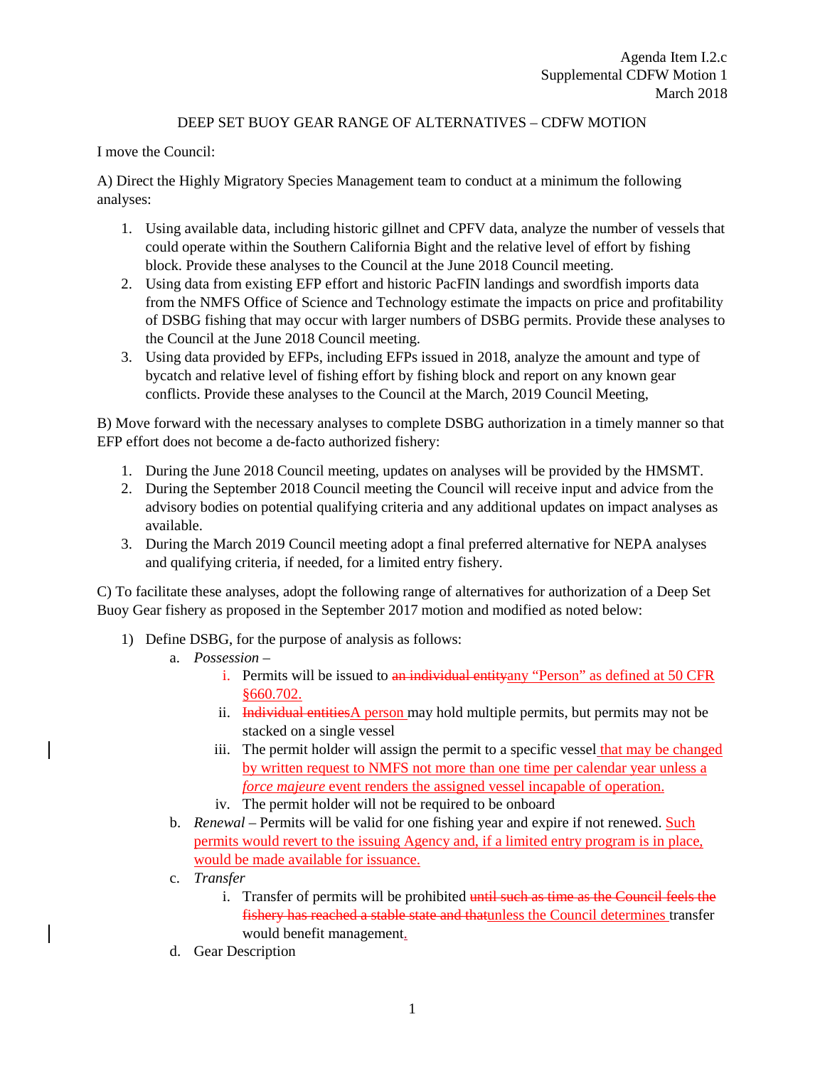Agenda Item I.2.c
Supplemental CDFW Motion 1
March 2018

DEEP SET BUOY GEAR RANGE OF ALTERNATIVES – CDFW MOTION

I move the Council:

A) Direct the Highly Migratory Species Management team to conduct at a minimum the following analyses:

1. Using available data, including historic gillnet and CPFV data, analyze the number of vessels that could operate within the Southern California Bight and the relative level of effort by fishing block. Provide these analyses to the Council at the June 2018 Council meeting.
2. Using data from existing EFP effort and historic PacFIN landings and swordfish imports data from the NMFS Office of Science and Technology estimate the impacts on price and profitability of DSBG fishing that may occur with larger numbers of DSBG permits. Provide these analyses to the Council at the June 2018 Council meeting.
3. Using data provided by EFPs, including EFPs issued in 2018, analyze the amount and type of bycatch and relative level of fishing effort by fishing block and report on any known gear conflicts. Provide these analyses to the Council at the March, 2019 Council Meeting,

B) Move forward with the necessary analyses to complete DSBG authorization in a timely manner so that EFP effort does not become a de-facto authorized fishery:

1. During the June 2018 Council meeting, updates on analyses will be provided by the HMSMT.
2. During the September 2018 Council meeting the Council will receive input and advice from the advisory bodies on potential qualifying criteria and any additional updates on impact analyses as available.
3. During the March 2019 Council meeting adopt a final preferred alternative for NEPA analyses and qualifying criteria, if needed, for a limited entry fishery.

C) To facilitate these analyses, adopt the following range of alternatives for authorization of a Deep Set Buoy Gear fishery as proposed in the September 2017 motion and modified as noted below:

1) Define DSBG, for the purpose of analysis as follows:
   a. *Possession* –
      i. Permits will be issued to ~~an individual entity~~any "Person" as defined at 50 CFR §660.702.
      ii. ~~Individual entities~~A person may hold multiple permits, but permits may not be stacked on a single vessel
      iii. The permit holder will assign the permit to a specific vessel that may be changed by written request to NMFS not more than one time per calendar year unless a *force majeure* event renders the assigned vessel incapable of operation.
      iv. The permit holder will not be required to be onboard
   b. *Renewal* – Permits will be valid for one fishing year and expire if not renewed. Such permits would revert to the issuing Agency and, if a limited entry program is in place, would be made available for issuance.
   c. *Transfer*
      i. Transfer of permits will be prohibited ~~until such as time as the Council feels the fishery has reached a stable state and that~~unless the Council determines transfer would benefit management.
   d. Gear Description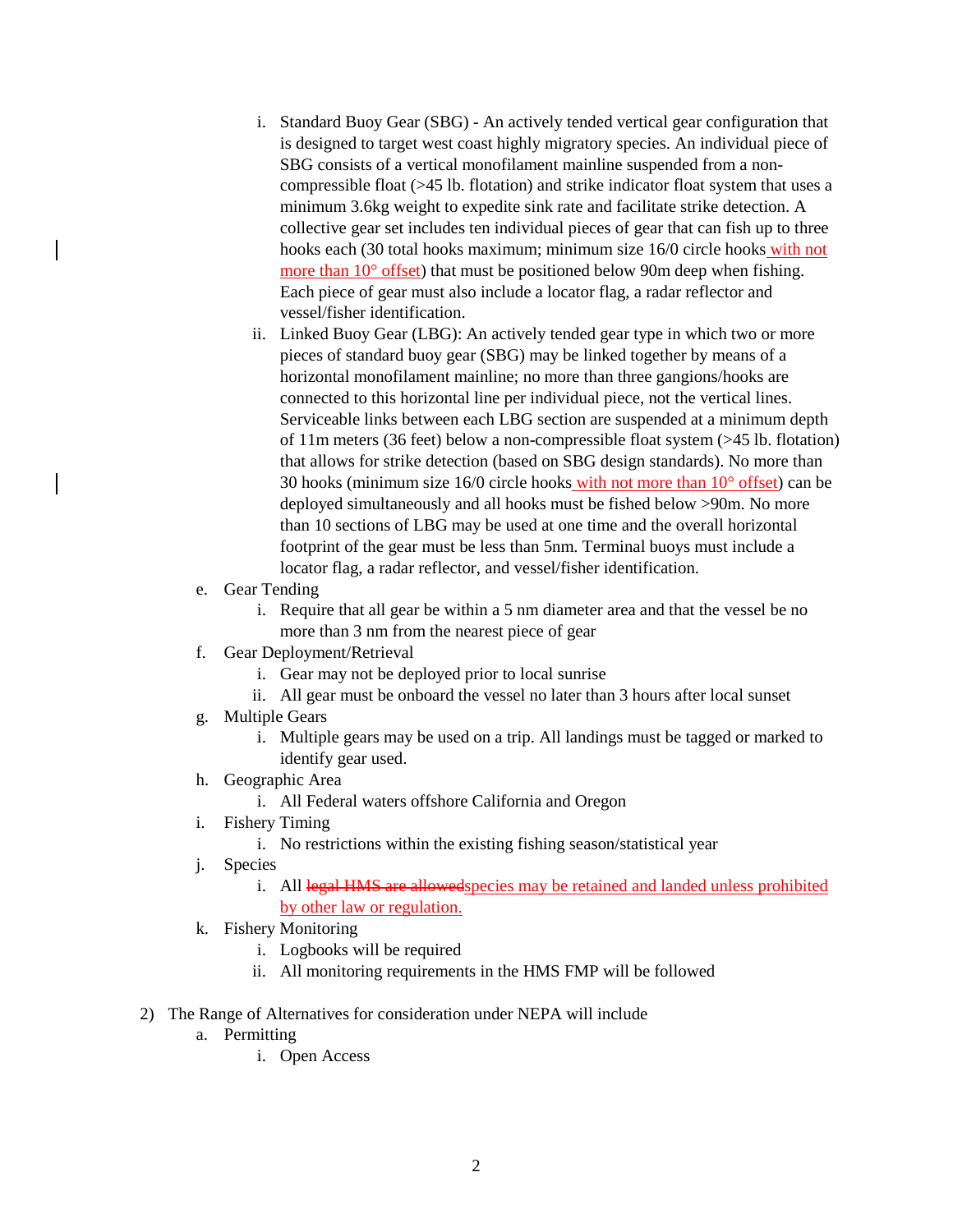i. Standard Buoy Gear (SBG) - An actively tended vertical gear configuration that is designed to target west coast highly migratory species. An individual piece of SBG consists of a vertical monofilament mainline suspended from a non-compressible float (>45 lb. flotation) and strike indicator float system that uses a minimum 3.6kg weight to expedite sink rate and facilitate strike detection. A collective gear set includes ten individual pieces of gear that can fish up to three hooks each (30 total hooks maximum; minimum size 16/0 circle hooks with not more than 10° offset) that must be positioned below 90m deep when fishing. Each piece of gear must also include a locator flag, a radar reflector and vessel/fisher identification.

ii. Linked Buoy Gear (LBG): An actively tended gear type in which two or more pieces of standard buoy gear (SBG) may be linked together by means of a horizontal monofilament mainline; no more than three gangions/hooks are connected to this horizontal line per individual piece, not the vertical lines. Serviceable links between each LBG section are suspended at a minimum depth of 11m meters (36 feet) below a non-compressible float system (>45 lb. flotation) that allows for strike detection (based on SBG design standards). No more than 30 hooks (minimum size 16/0 circle hooks with not more than 10° offset) can be deployed simultaneously and all hooks must be fished below >90m. No more than 10 sections of LBG may be used at one time and the overall horizontal footprint of the gear must be less than 5nm. Terminal buoys must include a locator flag, a radar reflector, and vessel/fisher identification.

e. Gear Tending
   i. Require that all gear be within a 5 nm diameter area and that the vessel be no more than 3 nm from the nearest piece of gear

f. Gear Deployment/Retrieval
   i. Gear may not be deployed prior to local sunrise
   ii. All gear must be onboard the vessel no later than 3 hours after local sunset

g. Multiple Gears
   i. Multiple gears may be used on a trip. All landings must be tagged or marked to identify gear used.

h. Geographic Area
   i. All Federal waters offshore California and Oregon

i. Fishery Timing
   i. No restrictions within the existing fishing season/statistical year

j. Species
   i. All ~~legal HMS are allowed~~species may be retained and landed unless prohibited by other law or regulation.

k. Fishery Monitoring
   i. Logbooks will be required
   ii. All monitoring requirements in the HMS FMP will be followed

2) The Range of Alternatives for consideration under NEPA will include
   a. Permitting
      i. Open Access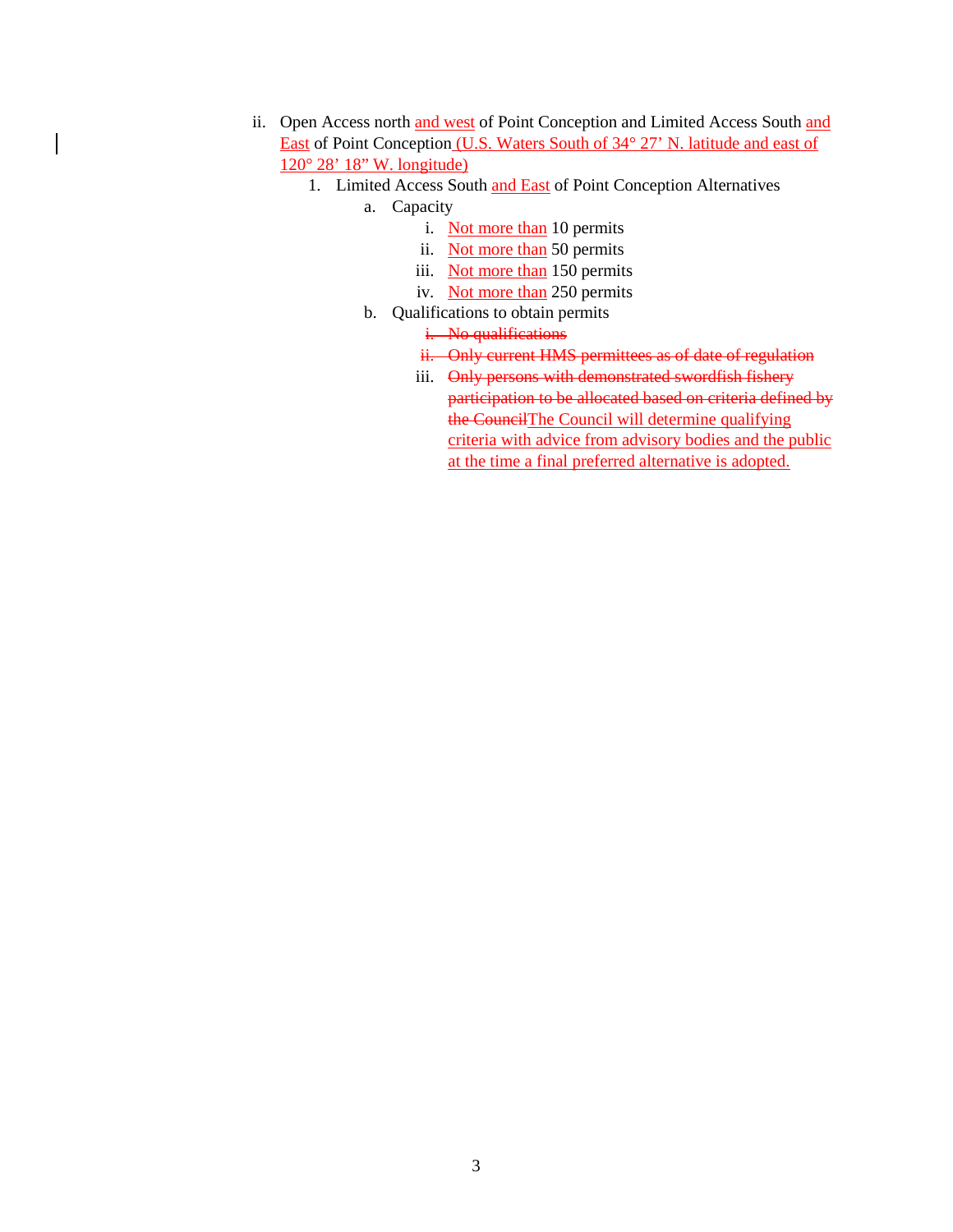ii. Open Access north and west of Point Conception and Limited Access South and East of Point Conception (U.S. Waters South of 34° 27' N. latitude and east of 120° 28' 18" W. longitude)

1. Limited Access South and East of Point Conception Alternatives
   a. Capacity
      i. Not more than 10 permits
      ii. Not more than 50 permits
      iii. Not more than 150 permits
      iv. Not more than 250 permits
   b. Qualifications to obtain permits
      ~~i. No qualifications~~
      ~~ii. Only current HMS permittees as of date of regulation~~
      iii. ~~Only persons with demonstrated swordfish fishery participation to be allocated based on criteria defined by the Council~~The Council will determine qualifying criteria with advice from advisory bodies and the public at the time a final preferred alternative is adopted.